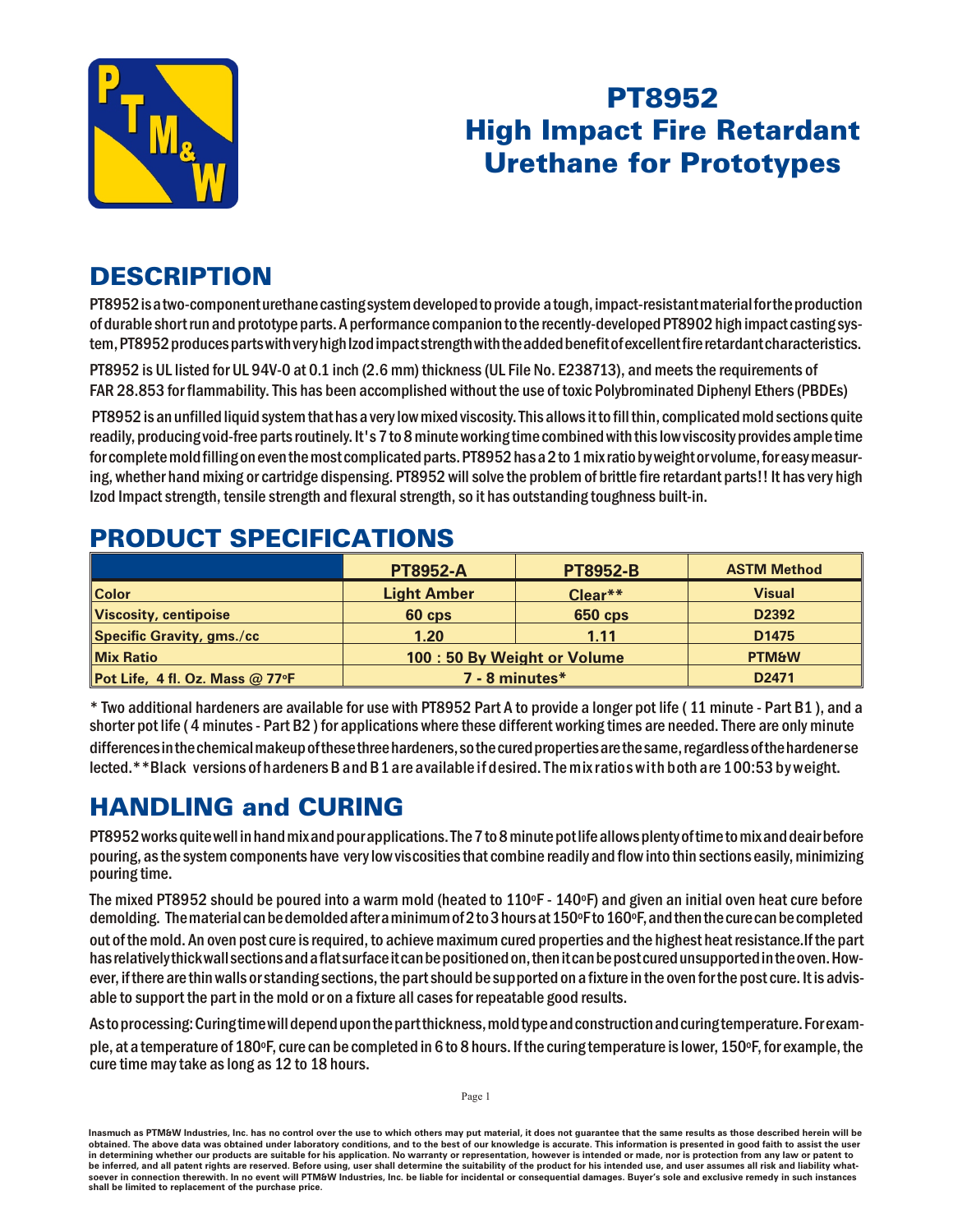# PT8952 High Impact Fire Retardant Urethane for Prototypes

## DESCRIPTION

PT8952 is a two-component urethane casting system developed to provide a tough, impact-resistant material for the production of durable short run and prototype parts. A performance companion to the recently-developed PT8902 high impact casting system, PT8952 produces parts with very high Izod impact strength with the added benefit of excellent fire retardant characteristics.

PT8952 is UL listed for UL 94V-0 at 0.1 inch (2.6 mm) thickness (UL File No. E238713), and meets the requirements of FAR 28.853 for flammability. This has been accomplished without the use of toxic Polybrominated Diphenyl Ethers (PBDEs)

PT8952 is an unfilled liquid system that has a very low mixed viscosity. This allows it to fill thin, complicated mold sections quite readily, producing void-free parts routinely. It's 7 to 8 minute working time combined with this low viscosity provides ample time for complete mold filling on even the most complicated parts. PT8952 has a 2 to 1 mix ratio by weight or volume, for easy measuring, whether hand mixing or cartridge dispensing. PT8952 will solve the problem of brittle fire retardant parts!! It has very high Izod Impact strength, tensile strength and flexural strength, so it has outstanding toughness built-in.

## PRODUCT SPECIFICATIONS

| | PT8952-A | PT8952-B | ASTM Method |
|---|---|---|---|
| Color | Light Amber | Clear** | Visual |
| Viscosity, centipoise | 60 cps | 650 cps | D2392 |
| Specific Gravity, gms./cc | 1.20 | 1.11 | D1475 |
| Mix Ratio | 100 : 50 By Weight or Volume | | PTM&W |
| Pot Life, 4 fl. Oz. Mass @ 77ºF | 7 - 8 minutes* | | D2471 |

* Two additional hardeners are available for use with PT8952 Part A to provide a longer pot life ( 11 minute - Part B1 ), and a shorter pot life ( 4 minutes - Part B2 ) for applications where these different working times are needed. There are only minute differences in the chemical makeup of these three hardeners, so the cured properties are the same, regardless of the hardener selected.**Black versions of hardeners B and B1 are available if desired. The mix ratios with both are 100:53 by weight.

## HANDLING and CURING

PT8952 works quite well in hand mix and pour applications. The 7 to 8 minute pot life allows plenty of time to mix and deair before pouring, as the system components have very low viscosities that combine readily and flow into thin sections easily, minimizing pouring time.

The mixed PT8952 should be poured into a warm mold (heated to 110ºF - 140ºF) and given an initial oven heat cure before demolding. The material can be demolded after a minimum of 2 to 3 hours at 150ºF to 160ºF, and then the cure can be completed out of the mold. An oven post cure is required, to achieve maximum cured properties and the highest heat resistance.If the part has relatively thick wall sections and a flat surface it can be positioned on, then it can be post cured unsupported in the oven. However, if there are thin walls or standing sections, the part should be supported on a fixture in the oven for the post cure. It is advisable to support the part in the mold or on a fixture all cases for repeatable good results.

As to processing: Curing time will depend upon the part thickness, mold type and construction and curing temperature. For example, at a temperature of 180ºF, cure can be completed in 6 to 8 hours. If the curing temperature is lower, 150ºF, for example, the cure time may take as long as 12 to 18 hours.

Inasmuch as PTM&W Industries, Inc. has no control over the use to which others may put material, it does not guarantee that the same results as those described herein will be obtained. The above data was obtained under laboratory conditions, and to the best of our knowledge is accurate. This information is presented in good faith to assist the user in determining whether our products are suitable for his application. No warranty or representation, however is intended or made, nor is protection from any law or patent to be inferred, and all patent rights are reserved. Before using, user shall determine the suitability of the product for his intended use, and user assumes all risk and liability whatsoever in connection therewith. In no event will PTM&W Industries, Inc. be liable for incidental or consequential damages. Buyer's sole and exclusive remedy in such instances shall be limited to replacement of the purchase price.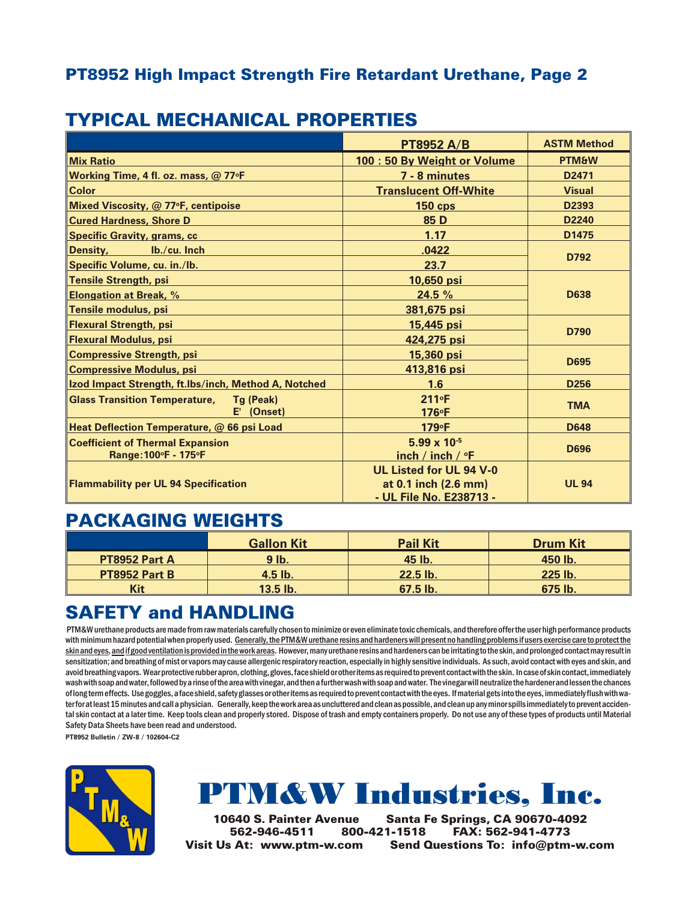## PT8952 High Impact Strength Fire Retardant Urethane, Page 2

# TYPICAL MECHANICAL PROPERTIES

| | PT8952 A/B | ASTM Method |
|---|---|---|
| Mix Ratio | 100 : 50 By Weight or Volume | PTM&W |
| Working Time, 4 fl. oz. mass, @ 77°F | 7 - 8 minutes | D2471 |
| Color | Translucent Off-White | Visual |
| Mixed Viscosity, @ 77°F, centipoise | 150 cps | D2393 |
| Cured Hardness, Shore D | 85 D | D2240 |
| Specific Gravity, grams, cc | 1.17 | D1475 |
| Density, lb./cu. Inch | .0422 | D792 |
| Specific Volume, cu. in./lb. | 23.7 | |
| Tensile Strength, psi | 10,650 psi | D638 |
| Elongation at Break, % | 24.5 % | |
| Tensile modulus, psi | 381,675 psi | |
| Flexural Strength, psi | 15,445 psi | D790 |
| Flexural Modulus, psi | 424,275 psi | |
| Compressive Strength, psi | 15,360 psi | D695 |
| Compressive Modulus, psi | 413,816 psi | |
| Izod Impact Strength, ft.lbs/inch, Method A, Notched | 1.6 | D256 |
| Glass Transition Temperature, Tg (Peak) E' (Onset) | 211°F 176°F | TMA |
| Heat Deflection Temperature, @ 66 psi Load | 179°F | D648 |
| Coefficient of Thermal Expansion Range: 100°F - 175°F | $5.99 \times 10^{-5}$ inch / inch / °F | D696 |
| Flammability per UL 94 Specification | UL Listed for UL 94 V-0 at 0.1 inch (2.6 mm) - UL File No. E238713 - | UL 94 |

# PACKAGING WEIGHTS

| | Gallon Kit | Pail Kit | Drum Kit |
|---|---|---|---|
| PT8952 Part A | 9 lb. | 45 lb. | 450 lb. |
| PT8952 Part B | 4.5 lb. | 22.5 lb. | 225 lb. |
| Kit | 13.5 lb. | 67.5 lb. | 675 lb. |

# SAFETY and HANDLING

PTM&W urethane products are made from raw materials carefully chosen to minimize or even eliminate toxic chemicals, and therefore offer the user high performance products with minimum hazard potential when properly used. Generally, the PTM&W urethane resins and hardeners will present no handling problems if users exercise care to protect the skin and eyes, and if good ventilation is provided in the work areas. However, many urethane resins and hardeners can be irritating to the skin, and prolonged contact may result in sensitization; and breathing of mist or vapors may cause allergenic respiratory reaction, especially in highly sensitive individuals. As such, avoid contact with eyes and skin, and avoid breathing vapors. Wear protective rubber apron, clothing, gloves, face shield or other items as required to prevent contact with the skin. In case of skin contact, immediately wash with soap and water, followed by a rinse of the area with vinegar, and then a further wash with soap and water. The vinegar will neutralize the hardener and lessen the chances of long term effects. Use goggles, a face shield, safety glasses or other items as required to prevent contact with the eyes. If material gets into the eyes, immediately flush with water for at least 15 minutes and call a physician. Generally, keep the work area as uncluttered and clean as possible, and clean up any minor spills immediately to prevent accidental skin contact at a later time. Keep tools clean and properly stored. Dispose of trash and empty containers properly. Do not use any of these types of products until Material Safety Data Sheets have been read and understood.

PT8952 Bulletin / ZW-8 / 102604-C2

PTM&W Industries, Inc.

10640 S. Painter Avenue Santa Fe Springs, CA 90670-4092
562-946-4511 800-421-1518 FAX: 562-941-4773
Visit Us At: www.ptm-w.com Send Questions To: info@ptm-w.com